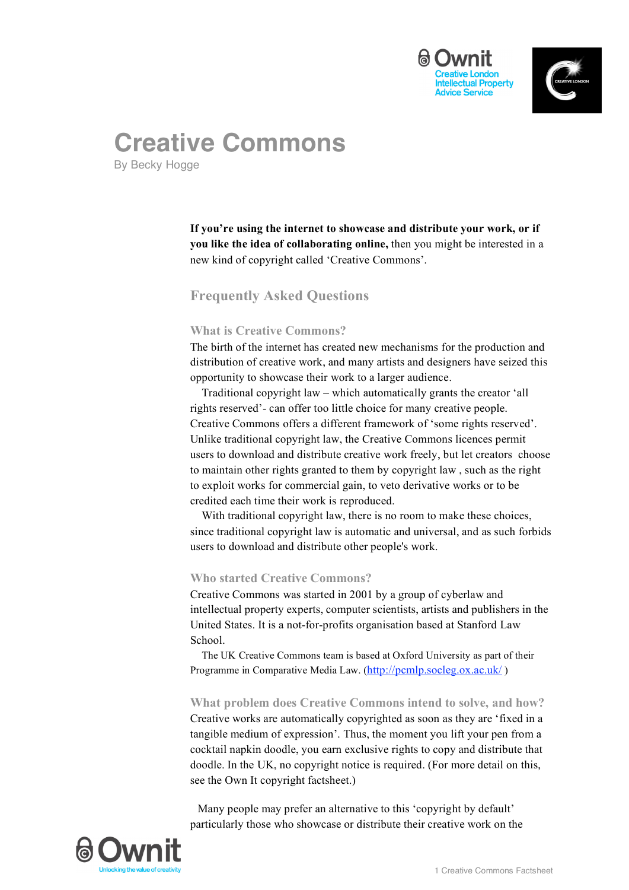# Creative Commons

By Becky Hogge

**If you're using the internet to showcase and distribute your work, or if you like the idea of collaborating online,** then you might be interested in a new kind of copyright called 'Creative Commons'.

## Frequently Asked Questions

### What is Creative Commons?

The birth of the internet has created new mechanisms for the production and distribution of creative work, and many artists and designers have seized this opportunity to showcase their work to a larger audience.

Traditional copyright law – which automatically grants the creator 'all rights reserved'- can offer too little choice for many creative people. Creative Commons offers a different framework of 'some rights reserved'. Unlike traditional copyright law, the Creative Commons licences permit users to download and distribute creative work freely, but let creators choose to maintain other rights granted to them by copyright law , such as the right to exploit works for commercial gain, to veto derivative works or to be credited each time their work is reproduced.

With traditional copyright law, there is no room to make these choices, since traditional copyright law is automatic and universal, and as such forbids users to download and distribute other people's work.

### Who started Creative Commons?

Creative Commons was started in 2001 by a group of cyberlaw and intellectual property experts, computer scientists, artists and publishers in the United States. It is a not-for-profits organisation based at Stanford Law School.

The UK Creative Commons team is based at Oxford University as part of their Programme in Comparative Media Law. (http://pcmlp.socleg.ox.ac.uk/ )

### What problem does Creative Commons intend to solve, and how?

Creative works are automatically copyrighted as soon as they are 'fixed in a tangible medium of expression'. Thus, the moment you lift your pen from a cocktail napkin doodle, you earn exclusive rights to copy and distribute that doodle. In the UK, no copyright notice is required. (For more detail on this, see the Own It copyright factsheet.)

Many people may prefer an alternative to this 'copyright by default' particularly those who showcase or distribute their creative work on the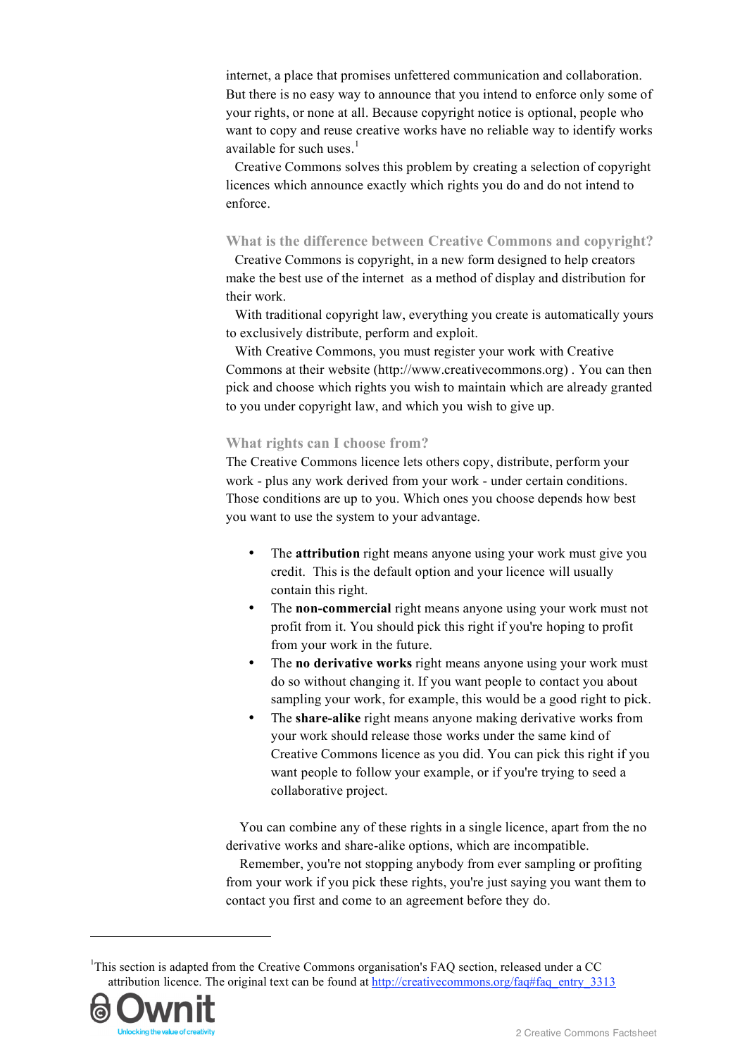internet, a place that promises unfettered communication and collaboration. But there is no easy way to announce that you intend to enforce only some of your rights, or none at all. Because copyright notice is optional, people who want to copy and reuse creative works have no reliable way to identify works available for such uses.[1]

Creative Commons solves this problem by creating a selection of copyright licences which announce exactly which rights you do and do not intend to enforce.

## What is the difference between Creative Commons and copyright?

Creative Commons is copyright, in a new form designed to help creators make the best use of the internet as a method of display and distribution for their work.

With traditional copyright law, everything you create is automatically yours to exclusively distribute, perform and exploit.

With Creative Commons, you must register your work with Creative Commons at their website (http://www.creativecommons.org) . You can then pick and choose which rights you wish to maintain which are already granted to you under copyright law, and which you wish to give up.

## What rights can I choose from?

The Creative Commons licence lets others copy, distribute, perform your work - plus any work derived from your work - under certain conditions. Those conditions are up to you. Which ones you choose depends how best you want to use the system to your advantage.

- The **attribution** right means anyone using your work must give you credit. This is the default option and your licence will usually contain this right.
- The **non-commercial** right means anyone using your work must not profit from it. You should pick this right if you're hoping to profit from your work in the future.
- The **no derivative works** right means anyone using your work must do so without changing it. If you want people to contact you about sampling your work, for example, this would be a good right to pick.
- The **share-alike** right means anyone making derivative works from your work should release those works under the same kind of Creative Commons licence as you did. You can pick this right if you want people to follow your example, or if you're trying to seed a collaborative project.

You can combine any of these rights in a single licence, apart from the no derivative works and share-alike options, which are incompatible.

Remember, you're not stopping anybody from ever sampling or profiting from your work if you pick these rights, you're just saying you want them to contact you first and come to an agreement before they do.

---

[1] This section is adapted from the Creative Commons organisation's FAQ section, released under a CC attribution licence. The original text can be found at http://creativecommons.org/faq#faq_entry_3313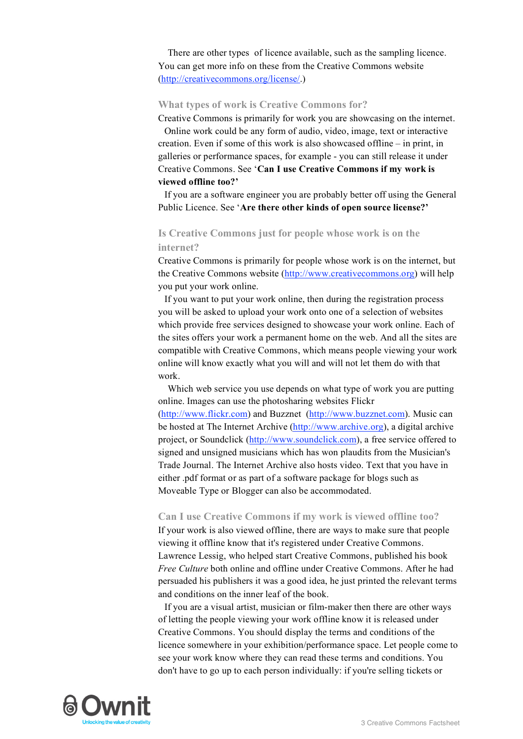There are other types of licence available, such as the sampling licence. You can get more info on these from the Creative Commons website (http://creativecommons.org/license/.)

## What types of work is Creative Commons for?

Creative Commons is primarily for work you are showcasing on the internet. Online work could be any form of audio, video, image, text or interactive creation. Even if some of this work is also showcased offline – in print, in galleries or performance spaces, for example - you can still release it under Creative Commons. See '**Can I use Creative Commons if my work is viewed offline too?**'

If you are a software engineer you are probably better off using the General Public Licence. See '**Are there other kinds of open source license?**'

## Is Creative Commons just for people whose work is on the internet?

Creative Commons is primarily for people whose work is on the internet, but the Creative Commons website (http://www.creativecommons.org) will help you put your work online.

If you want to put your work online, then during the registration process you will be asked to upload your work onto one of a selection of websites which provide free services designed to showcase your work online. Each of the sites offers your work a permanent home on the web. And all the sites are compatible with Creative Commons, which means people viewing your work online will know exactly what you will and will not let them do with that work.

Which web service you use depends on what type of work you are putting online. Images can use the photosharing websites Flickr (http://www.flickr.com) and Buzznet (http://www.buzznet.com). Music can be hosted at The Internet Archive (http://www.archive.org), a digital archive project, or Soundclick (http://www.soundclick.com), a free service offered to signed and unsigned musicians which has won plaudits from the Musician's Trade Journal. The Internet Archive also hosts video. Text that you have in either .pdf format or as part of a software package for blogs such as Moveable Type or Blogger can also be accommodated.

## Can I use Creative Commons if my work is viewed offline too?

If your work is also viewed offline, there are ways to make sure that people viewing it offline know that it's registered under Creative Commons. Lawrence Lessig, who helped start Creative Commons, published his book *Free Culture* both online and offline under Creative Commons. After he had persuaded his publishers it was a good idea, he just printed the relevant terms and conditions on the inner leaf of the book.

If you are a visual artist, musician or film-maker then there are other ways of letting the people viewing your work offline know it is released under Creative Commons. You should display the terms and conditions of the licence somewhere in your exhibition/performance space. Let people come to see your work know where they can read these terms and conditions. You don't have to go up to each person individually: if you're selling tickets or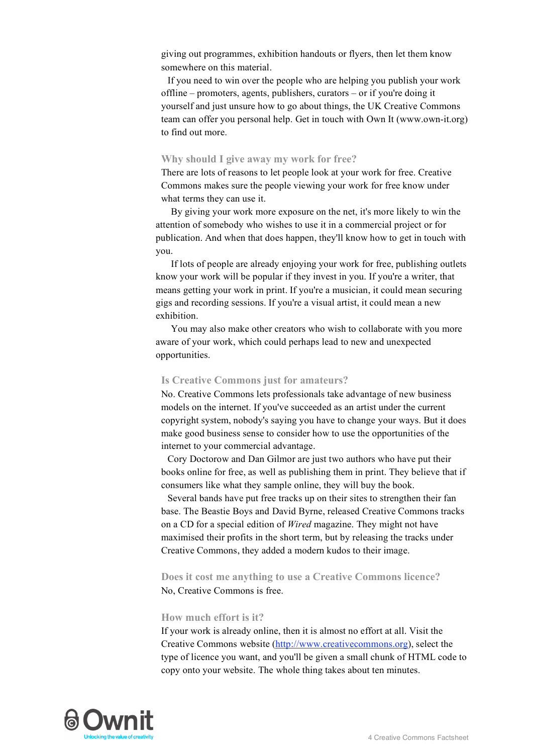giving out programmes, exhibition handouts or flyers, then let them know somewhere on this material.

If you need to win over the people who are helping you publish your work offline – promoters, agents, publishers, curators – or if you're doing it yourself and just unsure how to go about things, the UK Creative Commons team can offer you personal help. Get in touch with Own It (www.own-it.org) to find out more.

### Why should I give away my work for free?

There are lots of reasons to let people look at your work for free. Creative Commons makes sure the people viewing your work for free know under what terms they can use it.

By giving your work more exposure on the net, it's more likely to win the attention of somebody who wishes to use it in a commercial project or for publication. And when that does happen, they'll know how to get in touch with you.

If lots of people are already enjoying your work for free, publishing outlets know your work will be popular if they invest in you. If you're a writer, that means getting your work in print. If you're a musician, it could mean securing gigs and recording sessions. If you're a visual artist, it could mean a new exhibition.

You may also make other creators who wish to collaborate with you more aware of your work, which could perhaps lead to new and unexpected opportunities.

### Is Creative Commons just for amateurs?

No. Creative Commons lets professionals take advantage of new business models on the internet. If you've succeeded as an artist under the current copyright system, nobody's saying you have to change your ways. But it does make good business sense to consider how to use the opportunities of the internet to your commercial advantage.

Cory Doctorow and Dan Gilmor are just two authors who have put their books online for free, as well as publishing them in print. They believe that if consumers like what they sample online, they will buy the book.

Several bands have put free tracks up on their sites to strengthen their fan base. The Beastie Boys and David Byrne, released Creative Commons tracks on a CD for a special edition of *Wired* magazine. They might not have maximised their profits in the short term, but by releasing the tracks under Creative Commons, they added a modern kudos to their image.

### Does it cost me anything to use a Creative Commons licence?

No, Creative Commons is free.

### How much effort is it?

If your work is already online, then it is almost no effort at all. Visit the Creative Commons website ([http://www.creativecommons.org](http://www.creativecommons.org)), select the type of licence you want, and you'll be given a small chunk of HTML code to copy onto your website. The whole thing takes about ten minutes.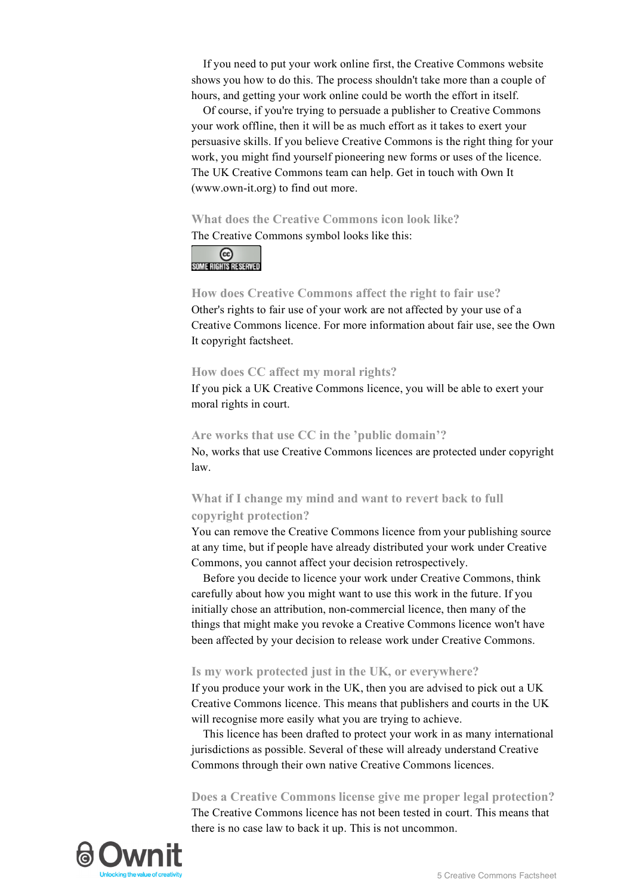If you need to put your work online first, the Creative Commons website shows you how to do this. The process shouldn't take more than a couple of hours, and getting your work online could be worth the effort in itself.

Of course, if you're trying to persuade a publisher to Creative Commons your work offline, then it will be as much effort as it takes to exert your persuasive skills. If you believe Creative Commons is the right thing for your work, you might find yourself pioneering new forms or uses of the licence. The UK Creative Commons team can help. Get in touch with Own It (www.own-it.org) to find out more.

## What does the Creative Commons icon look like?

The Creative Commons symbol looks like this:

SOME RIGHTS RESERVED

## How does Creative Commons affect the right to fair use?

Other's rights to fair use of your work are not affected by your use of a Creative Commons licence. For more information about fair use, see the Own It copyright factsheet.

## How does CC affect my moral rights?

If you pick a UK Creative Commons licence, you will be able to exert your moral rights in court.

## Are works that use CC in the 'public domain'?

No, works that use Creative Commons licences are protected under copyright law.

## What if I change my mind and want to revert back to full copyright protection?

You can remove the Creative Commons licence from your publishing source at any time, but if people have already distributed your work under Creative Commons, you cannot affect your decision retrospectively.

Before you decide to licence your work under Creative Commons, think carefully about how you might want to use this work in the future. If you initially chose an attribution, non-commercial licence, then many of the things that might make you revoke a Creative Commons licence won't have been affected by your decision to release work under Creative Commons.

## Is my work protected just in the UK, or everywhere?

If you produce your work in the UK, then you are advised to pick out a UK Creative Commons licence. This means that publishers and courts in the UK will recognise more easily what you are trying to achieve.

This licence has been drafted to protect your work in as many international jurisdictions as possible. Several of these will already understand Creative Commons through their own native Creative Commons licences.

## Does a Creative Commons license give me proper legal protection?

The Creative Commons licence has not been tested in court. This means that there is no case law to back it up. This is not uncommon.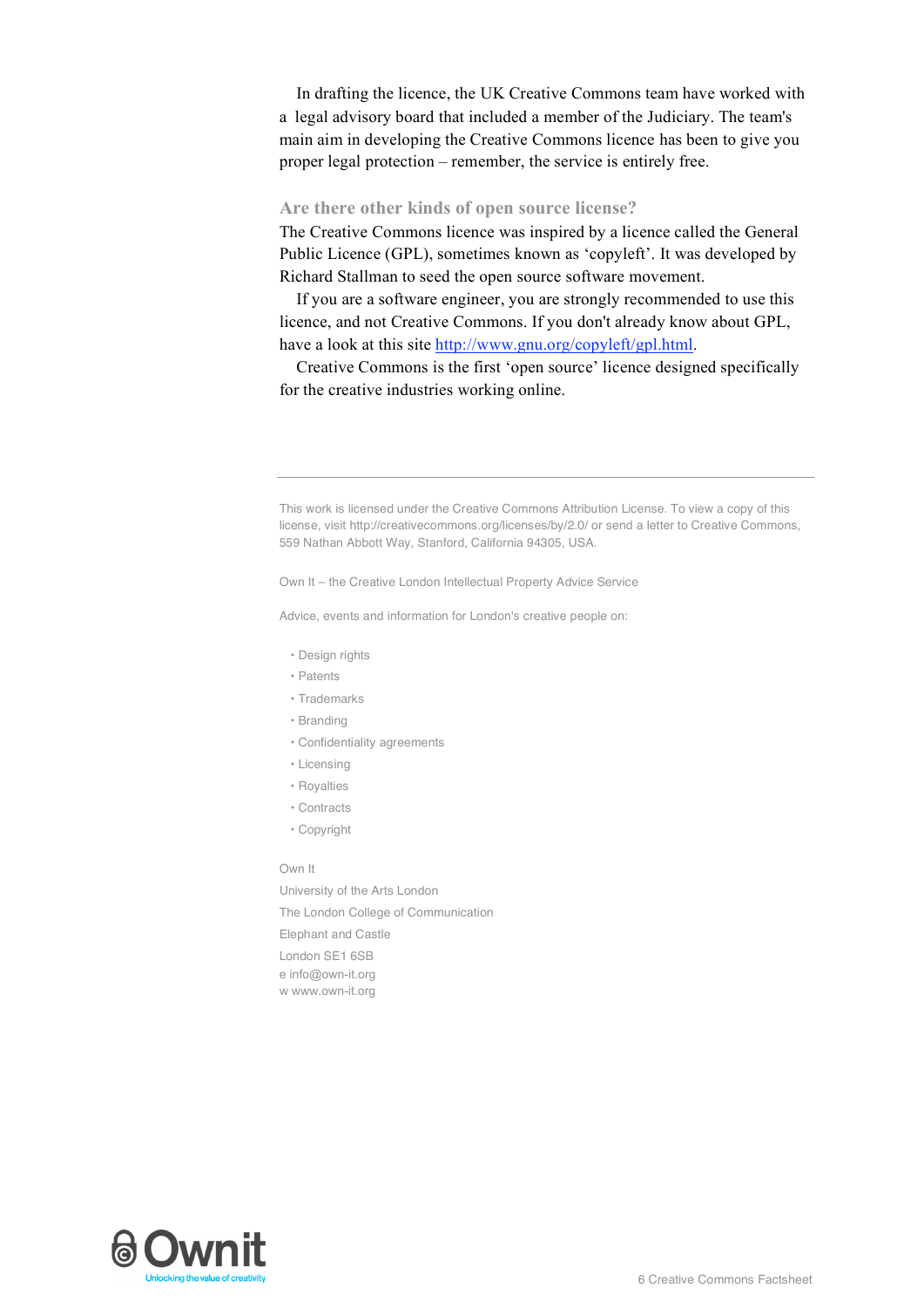In drafting the licence, the UK Creative Commons team have worked with a legal advisory board that included a member of the Judiciary. The team's main aim in developing the Creative Commons licence has been to give you proper legal protection – remember, the service is entirely free.

### Are there other kinds of open source license?

The Creative Commons licence was inspired by a licence called the General Public Licence (GPL), sometimes known as 'copyleft'. It was developed by Richard Stallman to seed the open source software movement.

If you are a software engineer, you are strongly recommended to use this licence, and not Creative Commons. If you don't already know about GPL, have a look at this site [http://www.gnu.org/copyleft/gpl.html](http://www.gnu.org/copyleft/gpl.html).

Creative Commons is the first 'open source' licence designed specifically for the creative industries working online.

---

This work is licensed under the Creative Commons Attribution License. To view a copy of this license, visit http://creativecommons.org/licenses/by/2.0/ or send a letter to Creative Commons, 559 Nathan Abbott Way, Stanford, California 94305, USA.

Own It – the Creative London Intellectual Property Advice Service

Advice, events and information for London's creative people on:

- Design rights
- Patents
- Trademarks
- Branding
- Confidentiality agreements
- Licensing
- Royalties
- Contracts
- Copyright

Own It
University of the Arts London
The London College of Communication
Elephant and Castle
London SE1 6SB
e info@own-it.org
w www.own-it.org

Ownit
Unlocking the value of creativity